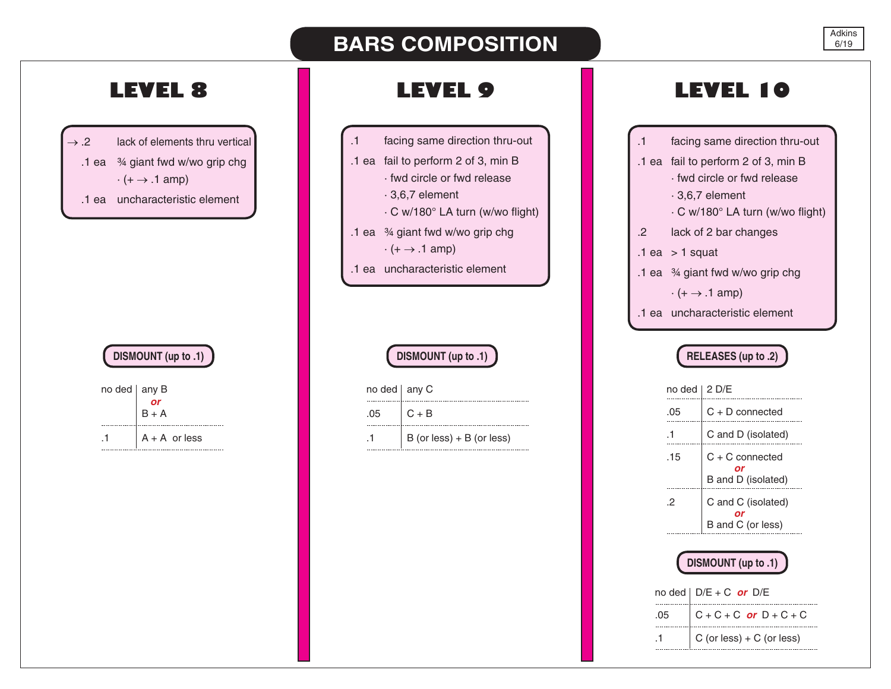# BARS COMPOSITION

Adkins 6/19

## LEVEL 8

| | |
|---|---|
| → .2 | lack of elements thru vertical |
| .1 ea | ¾ giant fwd w/wo grip chg<br>· (+ → .1 amp) |
| .1 ea | uncharacteristic element |

**DISMOUNT (up to .1)**

| | |
|---|---|
| no ded | any B *or* B + A |
| .1 | A + A or less |

## LEVEL 9

| | |
|---|---|
| .1 | facing same direction thru-out |
| .1 ea | fail to perform 2 of 3, min B<br>· fwd circle or fwd release<br>· 3,6,7 element<br>· C w/180° LA turn (w/wo flight) |
| .1 ea | ¾ giant fwd w/wo grip chg<br>· (+ → .1 amp) |
| .1 ea | uncharacteristic element |

**DISMOUNT (up to .1)**

| | |
|---|---|
| no ded | any C |
| .05 | C + B |
| .1 | B (or less) + B (or less) |

## LEVEL 10

| | |
|---|---|
| .1 | facing same direction thru-out |
| .1 ea | fail to perform 2 of 3, min B<br>· fwd circle or fwd release<br>· 3,6,7 element<br>· C w/180° LA turn (w/wo flight) |
| .2 | lack of 2 bar changes |
| .1 ea | > 1 squat |
| .1 ea | ¾ giant fwd w/wo grip chg<br>· (+ → .1 amp) |
| .1 ea | uncharacteristic element |

**RELEASES (up to .2)**

| | |
|---|---|
| no ded | 2 D/E |
| .05 | C + D connected |
| .1 | C and D (isolated) |
| .15 | C + C connected *or* B and D (isolated) |
| .2 | C and C (isolated) *or* B and C (or less) |

**DISMOUNT (up to .1)**

| | |
|---|---|
| no ded | D/E + C *or* D/E |
| .05 | C + C + C *or* D + C + C |
| .1 | C (or less) + C (or less) |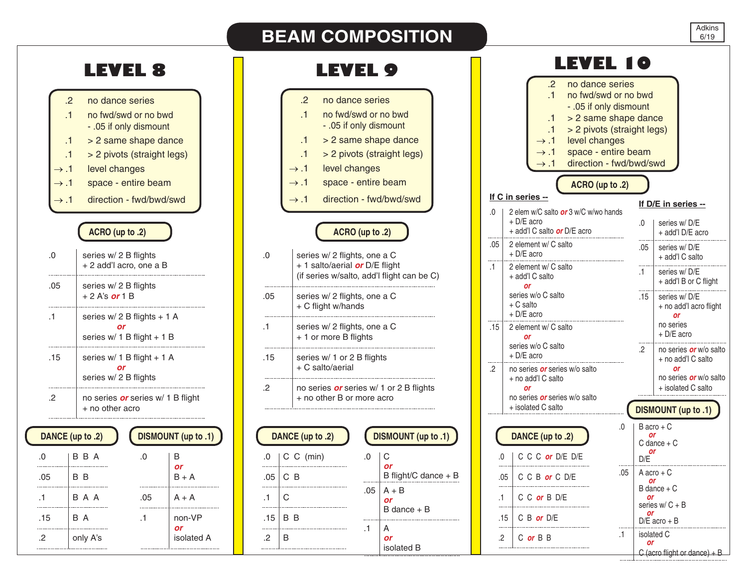# BEAM COMPOSITION

Adkins 6/19

## LEVEL 8

| | |
|---|---|
| .2 | no dance series |
| .1 | no fwd/swd or no bwd - .05 if only dismount |
| .1 | > 2 same shape dance |
| .1 | > 2 pivots (straight legs) |
| → .1 | level changes |
| → .1 | space - entire beam |
| → .1 | direction - fwd/bwd/swd |

### ACRO (up to .2)

| | |
|---|---|
| .0 | series w/ 2 B flights + 2 add'l acro, one a B |
| .05 | series w/ 2 B flights + 2 A's ***or*** 1 B |
| .1 | series w/ 2 B flights + 1 A ***or*** series w/ 1 B flight + 1 B |
| .15 | series w/ 1 B flight + 1 A ***or*** series w/ 2 B flights |
| .2 | no series ***or*** series w/ 1 B flight + no other acro |

### DANCE (up to .2)

| | |
|---|---|
| .0 | B B A |
| .05 | B B |
| .1 | B A A |
| .15 | B A |
| .2 | only A's |

### DISMOUNT (up to .1)

| | |
|---|---|
| .0 | B ***or*** B + A |
| .05 | A + A |
| .1 | non-VP ***or*** isolated A |

## LEVEL 9

| | |
|---|---|
| .2 | no dance series |
| .1 | no fwd/swd or no bwd - .05 if only dismount |
| .1 | > 2 same shape dance |
| .1 | > 2 pivots (straight legs) |
| → .1 | level changes |
| → .1 | space - entire beam |
| → .1 | direction - fwd/bwd/swd |

### ACRO (up to .2)

| | |
|---|---|
| .0 | series w/ 2 flights, one a C + 1 salto/aerial ***or*** D/E flight (if series w/salto, add'l flight can be C) |
| .05 | series w/ 2 flights, one a C + C flight w/hands |
| .1 | series w/ 2 flights, one a C + 1 or more B flights |
| .15 | series w/ 1 or 2 B flights + C salto/aerial |
| .2 | no series ***or*** series w/ 1 or 2 B flights + no other B or more acro |

### DANCE (up to .2)

| | |
|---|---|
| .0 | C C (min) |
| .05 | C B |
| .1 | C |
| .15 | B B |
| .2 | B |

### DISMOUNT (up to .1)

| | |
|---|---|
| .0 | C ***or*** B flight/C dance + B |
| .05 | A + B ***or*** B dance + B |
| .1 | A ***or*** isolated B |

## LEVEL 10

| | |
|---|---|
| .2 | no dance series |
| .1 | no fwd/swd or no bwd - .05 if only dismount |
| .1 | > 2 same shape dance |
| .1 | > 2 pivots (straight legs) |
| → .1 | level changes |
| → .1 | space - entire beam |
| → .1 | direction - fwd/bwd/swd |

### ACRO (up to .2)

**If C in series --**

| | |
|---|---|
| .0 | 2 elem w/C salto ***or*** 3 w/C w/wo hands + D/E acro + add'l C salto ***or*** D/E acro |
| .05 | 2 element w/ C salto + D/E acro |
| .1 | 2 element w/ C salto + add'l C salto ***or*** series w/o C salto + C salto + D/E acro |
| .15 | 2 element w/ C salto ***or*** series w/o C salto + D/E acro |
| .2 | no series ***or*** series w/o salto + no add'l C salto ***or*** no series ***or*** series w/o salto + isolated C salto |

**If D/E in series --**

| | |
|---|---|
| .0 | series w/ D/E + add'l D/E acro |
| .05 | series w/ D/E + add'l C salto |
| .1 | series w/ D/E + add'l B or C flight |
| .15 | series w/ D/E + no add'l acro flight ***or*** no series + D/E acro |
| .2 | no series ***or*** w/o salto + no add'l C salto ***or*** no series ***or*** w/o salto + isolated C salto |

### DANCE (up to .2)

| | |
|---|---|
| .0 | C C C ***or*** D/E D/E |
| .05 | C C B ***or*** C D/E |
| .1 | C C ***or*** B D/E |
| .15 | C B ***or*** D/E |
| .2 | C ***or*** B B |

### DISMOUNT (up to .1)

| | |
|---|---|
| .0 | B acro + C ***or*** C dance + C ***or*** D/E |
| .05 | A acro + C ***or*** B dance + C ***or*** series w/ C + B ***or*** D/E acro + B |
| .1 | isolated C ***or*** C (acro flight or dance) + B |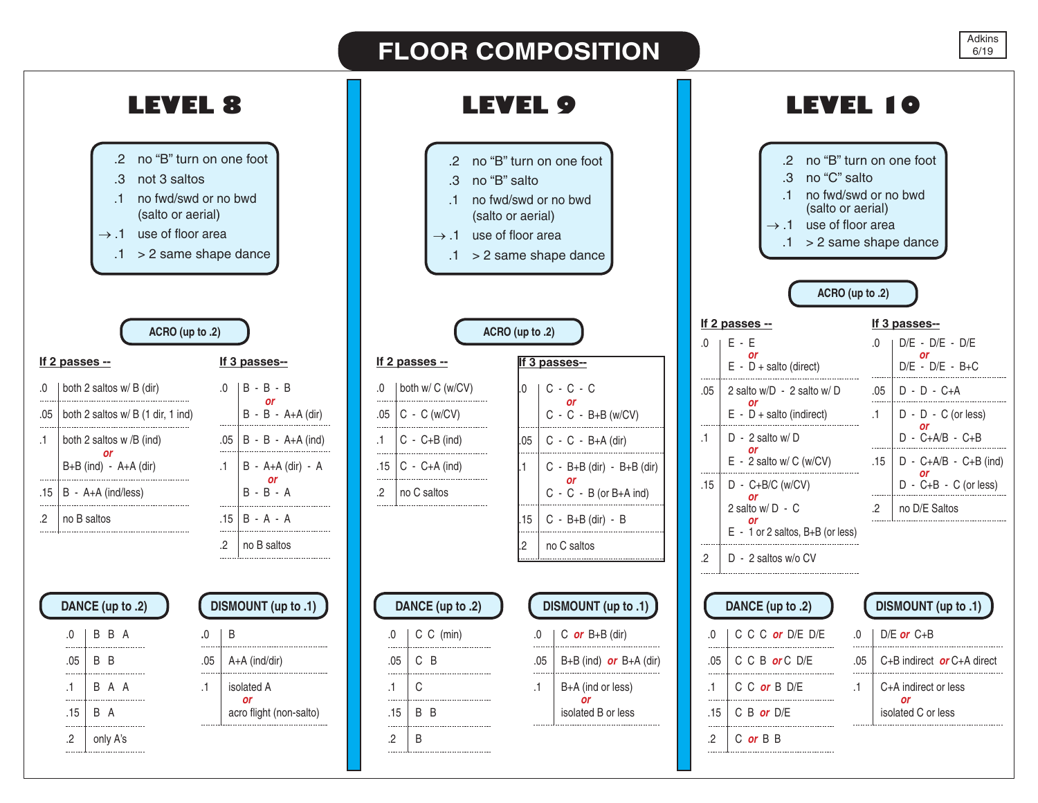# FLOOR COMPOSITION

Adkins 6/19

## LEVEL 8

- .2 no "B" turn on one foot
- .3 not 3 saltos
- .1 no fwd/swd or no bwd (salto or aerial)
- → .1 use of floor area
- .1 > 2 same shape dance

### ACRO (up to .2)

**If 2 passes --**

| | |
|---|---|
| .0 | both 2 saltos w/ B (dir) |
| .05 | both 2 saltos w/ B (1 dir, 1 ind) |
| .1 | both 2 saltos w /B (ind) *or* B+B (ind) - A+A (dir) |
| .15 | B - A+A (ind/less) |
| .2 | no B saltos |

**If 3 passes--**

| | |
|---|---|
| .0 | B - B - B *or* B - B - A+A (dir) |
| .05 | B - B - A+A (ind) |
| .1 | B - A+A (dir) - A *or* B - B - A |
| .15 | B - A - A |
| .2 | no B saltos |

### DANCE (up to .2)

| | |
|---|---|
| .0 | B B A |
| .05 | B B |
| .1 | B A A |
| .15 | B A |
| .2 | only A's |

### DISMOUNT (up to .1)

| | |
|---|---|
| .0 | B |
| .05 | A+A (ind/dir) |
| .1 | isolated A *or* acro flight (non-salto) |

## LEVEL 9

- .2 no "B" turn on one foot
- .3 no "B" salto
- .1 no fwd/swd or no bwd (salto or aerial)
- → .1 use of floor area
- .1 > 2 same shape dance

### ACRO (up to .2)

**If 2 passes --**

| | |
|---|---|
| .0 | both w/ C (w/CV) |
| .05 | C - C (w/CV) |
| .1 | C - C+B (ind) |
| .15 | C - C+A (ind) |
| .2 | no C saltos |

**If 3 passes--**

| | |
|---|---|
| .0 | C - C - C *or* C - C - B+B (w/CV) |
| .05 | C - C - B+A (dir) |
| .1 | C - B+B (dir) - B+B (dir) *or* C - C - B (or B+A ind) |
| .15 | C - B+B (dir) - B |
| .2 | no C saltos |

### DANCE (up to .2)

| | |
|---|---|
| .0 | C C (min) |
| .05 | C B |
| .1 | C |
| .15 | B B |
| .2 | B |

### DISMOUNT (up to .1)

| | |
|---|---|
| .0 | C *or* B+B (dir) |
| .05 | B+B (ind) *or* B+A (dir) |
| .1 | B+A (ind or less) *or* isolated B or less |

## LEVEL 10

- .2 no "B" turn on one foot
- .3 no "C" salto
- .1 no fwd/swd or no bwd (salto or aerial)
- → .1 use of floor area
- .1 > 2 same shape dance

### ACRO (up to .2)

**If 2 passes --**

| | |
|---|---|
| .0 | E - E *or* E - D + salto (direct) |
| .05 | 2 salto w/D - 2 salto w/ D *or* E - D + salto (indirect) |
| .1 | D - 2 salto w/ D *or* E - 2 salto w/ C (w/CV) |
| .15 | D - C+B/C (w/CV) *or* 2 salto w/ D - C *or* E - 1 or 2 saltos, B+B (or less) |
| .2 | D - 2 saltos w/o CV |

**If 3 passes--**

| | |
|---|---|
| .0 | D/E - D/E - D/E *or* D/E - D/E - B+C |
| .05 | D - D - C+A |
| .1 | D - D - C (or less) *or* D - C+A/B - C+B |
| .15 | D - C+A/B - C+B (ind) *or* D - C+B - C (or less) |
| .2 | no D/E Saltos |

### DANCE (up to .2)

| | |
|---|---|
| .0 | C C C *or* D/E D/E |
| .05 | C C B *or* C D/E |
| .1 | C C *or* B D/E |
| .15 | C B *or* D/E |
| .2 | C *or* B B |

### DISMOUNT (up to .1)

| | |
|---|---|
| .0 | D/E *or* C+B |
| .05 | C+B indirect *or* C+A direct |
| .1 | C+A indirect or less *or* isolated C or less |